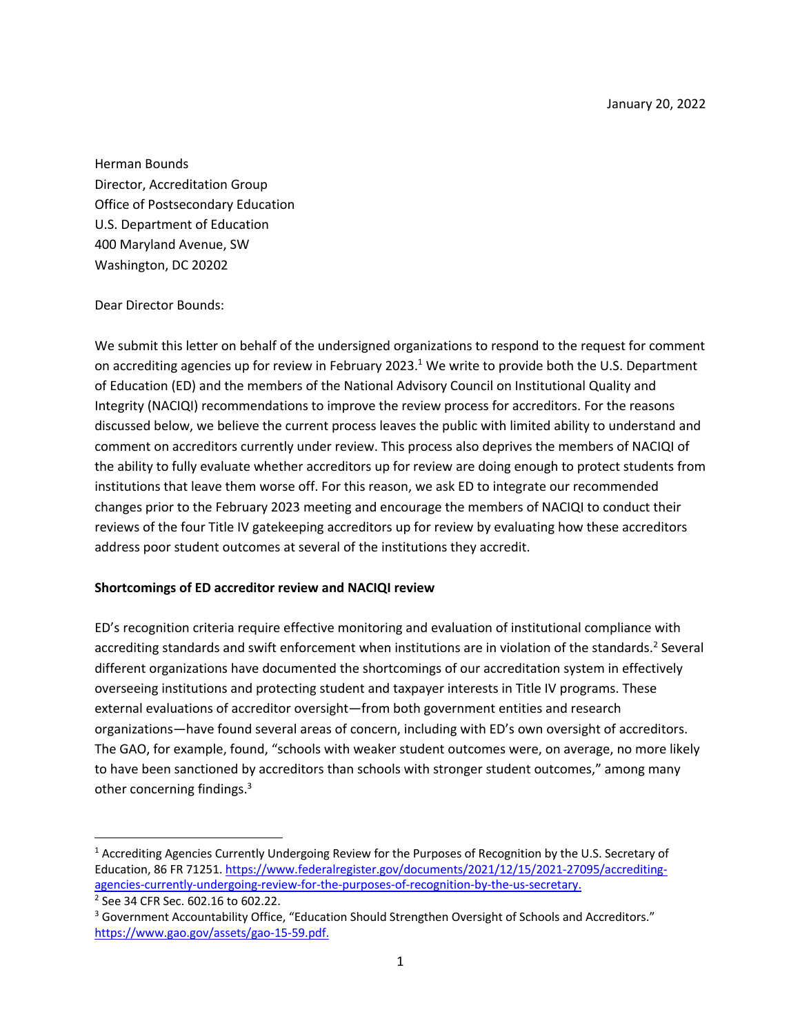January 20, 2022

Herman Bounds
Director, Accreditation Group
Office of Postsecondary Education
U.S. Department of Education
400 Maryland Avenue, SW
Washington, DC 20202

Dear Director Bounds:

We submit this letter on behalf of the undersigned organizations to respond to the request for comment on accrediting agencies up for review in February 2023.[1] We write to provide both the U.S. Department of Education (ED) and the members of the National Advisory Council on Institutional Quality and Integrity (NACIQI) recommendations to improve the review process for accreditors. For the reasons discussed below, we believe the current process leaves the public with limited ability to understand and comment on accreditors currently under review. This process also deprives the members of NACIQI of the ability to fully evaluate whether accreditors up for review are doing enough to protect students from institutions that leave them worse off. For this reason, we ask ED to integrate our recommended changes prior to the February 2023 meeting and encourage the members of NACIQI to conduct their reviews of the four Title IV gatekeeping accreditors up for review by evaluating how these accreditors address poor student outcomes at several of the institutions they accredit.

**Shortcomings of ED accreditor review and NACIQI review**

ED's recognition criteria require effective monitoring and evaluation of institutional compliance with accrediting standards and swift enforcement when institutions are in violation of the standards.[2] Several different organizations have documented the shortcomings of our accreditation system in effectively overseeing institutions and protecting student and taxpayer interests in Title IV programs. These external evaluations of accreditor oversight—from both government entities and research organizations—have found several areas of concern, including with ED's own oversight of accreditors. The GAO, for example, found, "schools with weaker student outcomes were, on average, no more likely to have been sanctioned by accreditors than schools with stronger student outcomes," among many other concerning findings.[3]

[1] Accrediting Agencies Currently Undergoing Review for the Purposes of Recognition by the U.S. Secretary of Education, 86 FR 71251. https://www.federalregister.gov/documents/2021/12/15/2021-27095/accrediting-agencies-currently-undergoing-review-for-the-purposes-of-recognition-by-the-us-secretary.

[2] See 34 CFR Sec. 602.16 to 602.22.

[3] Government Accountability Office, "Education Should Strengthen Oversight of Schools and Accreditors." https://www.gao.gov/assets/gao-15-59.pdf.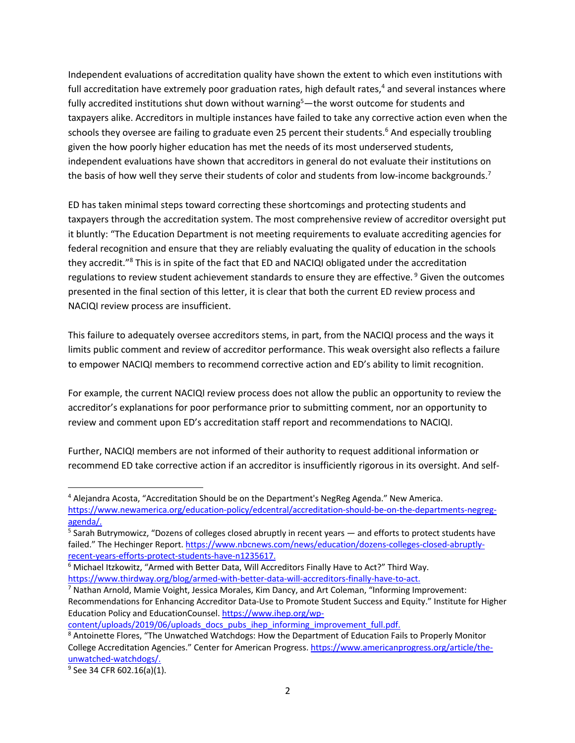Independent evaluations of accreditation quality have shown the extent to which even institutions with full accreditation have extremely poor graduation rates, high default rates,[4] and several instances where fully accredited institutions shut down without warning[5]—the worst outcome for students and taxpayers alike. Accreditors in multiple instances have failed to take any corrective action even when the schools they oversee are failing to graduate even 25 percent their students.[6] And especially troubling given the how poorly higher education has met the needs of its most underserved students, independent evaluations have shown that accreditors in general do not evaluate their institutions on the basis of how well they serve their students of color and students from low-income backgrounds.[7]

ED has taken minimal steps toward correcting these shortcomings and protecting students and taxpayers through the accreditation system. The most comprehensive review of accreditor oversight put it bluntly: "The Education Department is not meeting requirements to evaluate accrediting agencies for federal recognition and ensure that they are reliably evaluating the quality of education in the schools they accredit."[8] This is in spite of the fact that ED and NACIQI obligated under the accreditation regulations to review student achievement standards to ensure they are effective.[9] Given the outcomes presented in the final section of this letter, it is clear that both the current ED review process and NACIQI review process are insufficient.

This failure to adequately oversee accreditors stems, in part, from the NACIQI process and the ways it limits public comment and review of accreditor performance. This weak oversight also reflects a failure to empower NACIQI members to recommend corrective action and ED's ability to limit recognition.

For example, the current NACIQI review process does not allow the public an opportunity to review the accreditor's explanations for poor performance prior to submitting comment, nor an opportunity to review and comment upon ED's accreditation staff report and recommendations to NACIQI.

Further, NACIQI members are not informed of their authority to request additional information or recommend ED take corrective action if an accreditor is insufficiently rigorous in its oversight. And self-

---

[4] Alejandra Acosta, "Accreditation Should be on the Department's NegReg Agenda." New America. https://www.newamerica.org/education-policy/edcentral/accreditation-should-be-on-the-departments-negreg-agenda/.

[5] Sarah Butrymowicz, "Dozens of colleges closed abruptly in recent years — and efforts to protect students have failed." The Hechinger Report. https://www.nbcnews.com/news/education/dozens-colleges-closed-abruptly-recent-years-efforts-protect-students-have-n1235617.

[6] Michael Itzkowitz, "Armed with Better Data, Will Accreditors Finally Have to Act?" Third Way. https://www.thirdway.org/blog/armed-with-better-data-will-accreditors-finally-have-to-act.

[7] Nathan Arnold, Mamie Voight, Jessica Morales, Kim Dancy, and Art Coleman, "Informing Improvement: Recommendations for Enhancing Accreditor Data-Use to Promote Student Success and Equity." Institute for Higher Education Policy and EducationCounsel. https://www.ihep.org/wp-content/uploads/2019/06/uploads_docs_pubs_ihep_informing_improvement_full.pdf.

[8] Antoinette Flores, "The Unwatched Watchdogs: How the Department of Education Fails to Properly Monitor College Accreditation Agencies." Center for American Progress. https://www.americanprogress.org/article/the-unwatched-watchdogs/.

[9] See 34 CFR 602.16(a)(1).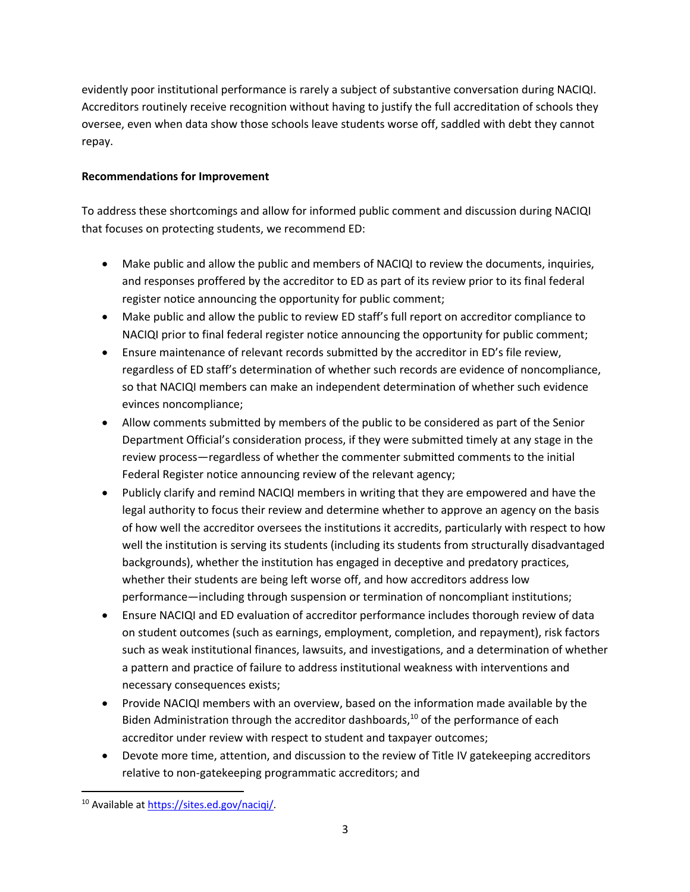evidently poor institutional performance is rarely a subject of substantive conversation during NACIQI. Accreditors routinely receive recognition without having to justify the full accreditation of schools they oversee, even when data show those schools leave students worse off, saddled with debt they cannot repay.

**Recommendations for Improvement**

To address these shortcomings and allow for informed public comment and discussion during NACIQI that focuses on protecting students, we recommend ED:

- Make public and allow the public and members of NACIQI to review the documents, inquiries, and responses proffered by the accreditor to ED as part of its review prior to its final federal register notice announcing the opportunity for public comment;
- Make public and allow the public to review ED staff's full report on accreditor compliance to NACIQI prior to final federal register notice announcing the opportunity for public comment;
- Ensure maintenance of relevant records submitted by the accreditor in ED's file review, regardless of ED staff's determination of whether such records are evidence of noncompliance, so that NACIQI members can make an independent determination of whether such evidence evinces noncompliance;
- Allow comments submitted by members of the public to be considered as part of the Senior Department Official's consideration process, if they were submitted timely at any stage in the review process—regardless of whether the commenter submitted comments to the initial Federal Register notice announcing review of the relevant agency;
- Publicly clarify and remind NACIQI members in writing that they are empowered and have the legal authority to focus their review and determine whether to approve an agency on the basis of how well the accreditor oversees the institutions it accredits, particularly with respect to how well the institution is serving its students (including its students from structurally disadvantaged backgrounds), whether the institution has engaged in deceptive and predatory practices, whether their students are being left worse off, and how accreditors address low performance—including through suspension or termination of noncompliant institutions;
- Ensure NACIQI and ED evaluation of accreditor performance includes thorough review of data on student outcomes (such as earnings, employment, completion, and repayment), risk factors such as weak institutional finances, lawsuits, and investigations, and a determination of whether a pattern and practice of failure to address institutional weakness with interventions and necessary consequences exists;
- Provide NACIQI members with an overview, based on the information made available by the Biden Administration through the accreditor dashboards,[10] of the performance of each accreditor under review with respect to student and taxpayer outcomes;
- Devote more time, attention, and discussion to the review of Title IV gatekeeping accreditors relative to non-gatekeeping programmatic accreditors; and

[10] Available at https://sites.ed.gov/naciqi/.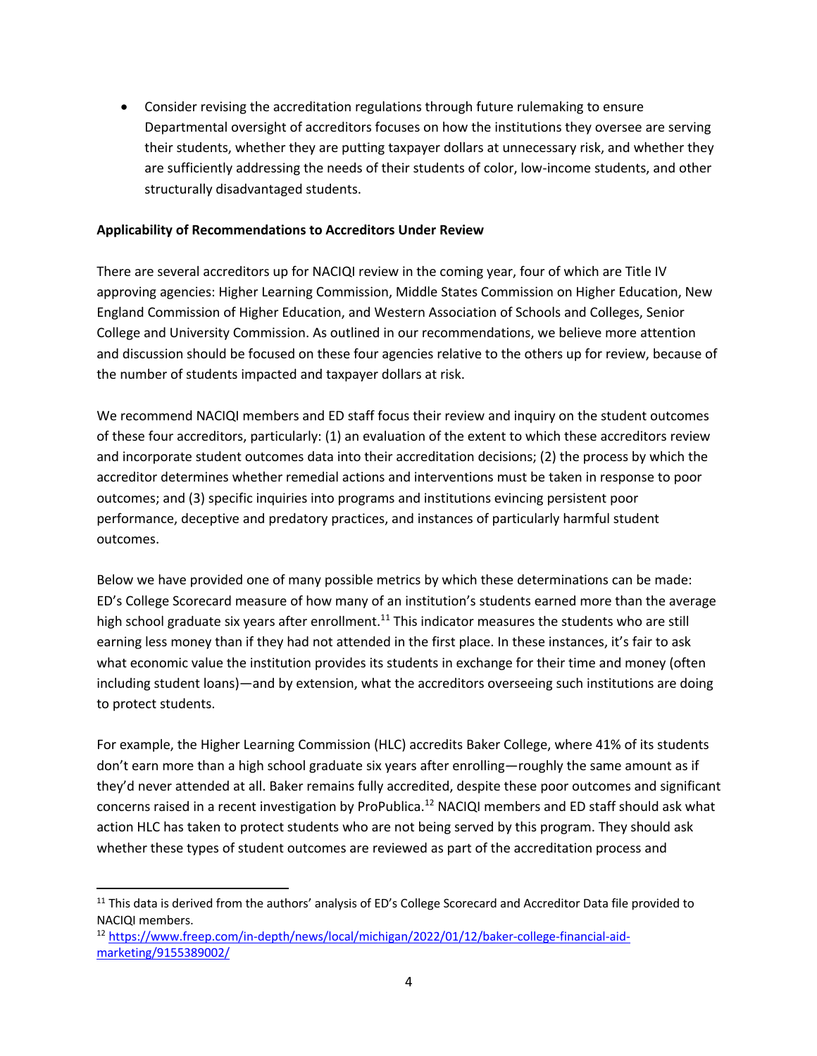- Consider revising the accreditation regulations through future rulemaking to ensure Departmental oversight of accreditors focuses on how the institutions they oversee are serving their students, whether they are putting taxpayer dollars at unnecessary risk, and whether they are sufficiently addressing the needs of their students of color, low-income students, and other structurally disadvantaged students.

**Applicability of Recommendations to Accreditors Under Review**

There are several accreditors up for NACIQI review in the coming year, four of which are Title IV approving agencies: Higher Learning Commission, Middle States Commission on Higher Education, New England Commission of Higher Education, and Western Association of Schools and Colleges, Senior College and University Commission. As outlined in our recommendations, we believe more attention and discussion should be focused on these four agencies relative to the others up for review, because of the number of students impacted and taxpayer dollars at risk.

We recommend NACIQI members and ED staff focus their review and inquiry on the student outcomes of these four accreditors, particularly: (1) an evaluation of the extent to which these accreditors review and incorporate student outcomes data into their accreditation decisions; (2) the process by which the accreditor determines whether remedial actions and interventions must be taken in response to poor outcomes; and (3) specific inquiries into programs and institutions evincing persistent poor performance, deceptive and predatory practices, and instances of particularly harmful student outcomes.

Below we have provided one of many possible metrics by which these determinations can be made: ED's College Scorecard measure of how many of an institution's students earned more than the average high school graduate six years after enrollment.[11] This indicator measures the students who are still earning less money than if they had not attended in the first place. In these instances, it's fair to ask what economic value the institution provides its students in exchange for their time and money (often including student loans)—and by extension, what the accreditors overseeing such institutions are doing to protect students.

For example, the Higher Learning Commission (HLC) accredits Baker College, where 41% of its students don't earn more than a high school graduate six years after enrolling—roughly the same amount as if they'd never attended at all. Baker remains fully accredited, despite these poor outcomes and significant concerns raised in a recent investigation by ProPublica.[12] NACIQI members and ED staff should ask what action HLC has taken to protect students who are not being served by this program. They should ask whether these types of student outcomes are reviewed as part of the accreditation process and

---

[11] This data is derived from the authors' analysis of ED's College Scorecard and Accreditor Data file provided to NACIQI members.

[12] https://www.freep.com/in-depth/news/local/michigan/2022/01/12/baker-college-financial-aid-marketing/9155389002/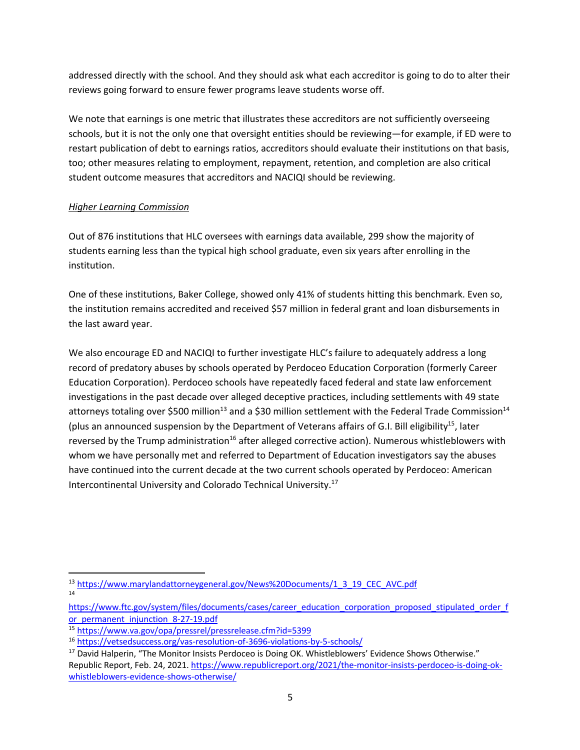addressed directly with the school. And they should ask what each accreditor is going to do to alter their reviews going forward to ensure fewer programs leave students worse off.

We note that earnings is one metric that illustrates these accreditors are not sufficiently overseeing schools, but it is not the only one that oversight entities should be reviewing—for example, if ED were to restart publication of debt to earnings ratios, accreditors should evaluate their institutions on that basis, too; other measures relating to employment, repayment, retention, and completion are also critical student outcome measures that accreditors and NACIQI should be reviewing.

*Higher Learning Commission*

Out of 876 institutions that HLC oversees with earnings data available, 299 show the majority of students earning less than the typical high school graduate, even six years after enrolling in the institution.

One of these institutions, Baker College, showed only 41% of students hitting this benchmark. Even so, the institution remains accredited and received $57 million in federal grant and loan disbursements in the last award year.

We also encourage ED and NACIQI to further investigate HLC's failure to adequately address a long record of predatory abuses by schools operated by Perdoceo Education Corporation (formerly Career Education Corporation). Perdoceo schools have repeatedly faced federal and state law enforcement investigations in the past decade over alleged deceptive practices, including settlements with 49 state attorneys totaling over $500 million[13] and a $30 million settlement with the Federal Trade Commission[14] (plus an announced suspension by the Department of Veterans affairs of G.I. Bill eligibility[15], later reversed by the Trump administration[16] after alleged corrective action). Numerous whistleblowers with whom we have personally met and referred to Department of Education investigators say the abuses have continued into the current decade at the two current schools operated by Perdoceo: American Intercontinental University and Colorado Technical University.[17]

---

[13] https://www.marylandattorneygeneral.gov/News%20Documents/1_3_19_CEC_AVC.pdf

[14] https://www.ftc.gov/system/files/documents/cases/career_education_corporation_proposed_stipulated_order_for_permanent_injunction_8-27-19.pdf

[15] https://www.va.gov/opa/pressrel/pressrelease.cfm?id=5399

[16] https://vetsedsuccess.org/vas-resolution-of-3696-violations-by-5-schools/

[17] David Halperin, "The Monitor Insists Perdoceo is Doing OK. Whistleblowers' Evidence Shows Otherwise." Republic Report, Feb. 24, 2021. https://www.republicreport.org/2021/the-monitor-insists-perdoceo-is-doing-ok-whistleblowers-evidence-shows-otherwise/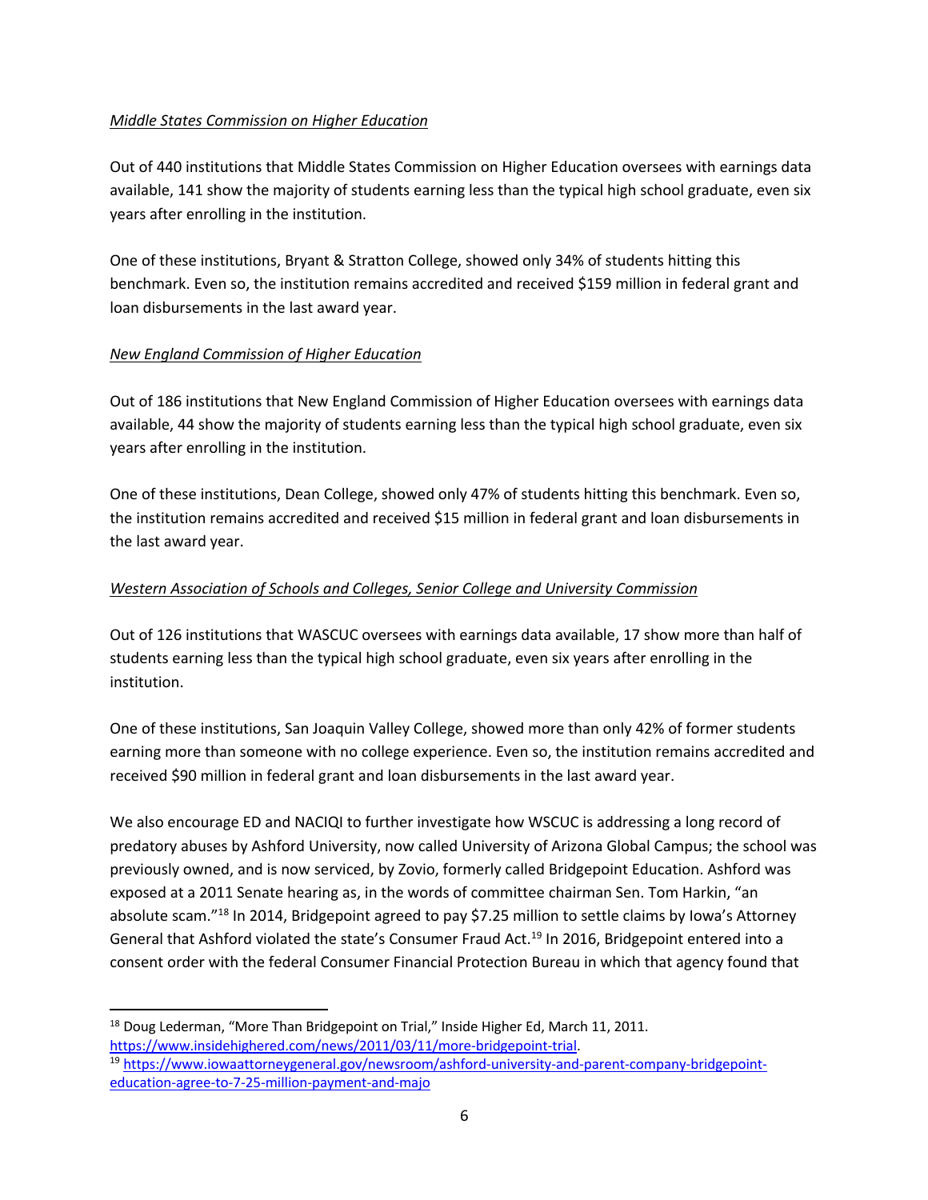*Middle States Commission on Higher Education*

Out of 440 institutions that Middle States Commission on Higher Education oversees with earnings data available, 141 show the majority of students earning less than the typical high school graduate, even six years after enrolling in the institution.

One of these institutions, Bryant & Stratton College, showed only 34% of students hitting this benchmark. Even so, the institution remains accredited and received $159 million in federal grant and loan disbursements in the last award year.

*New England Commission of Higher Education*

Out of 186 institutions that New England Commission of Higher Education oversees with earnings data available, 44 show the majority of students earning less than the typical high school graduate, even six years after enrolling in the institution.

One of these institutions, Dean College, showed only 47% of students hitting this benchmark. Even so, the institution remains accredited and received $15 million in federal grant and loan disbursements in the last award year.

*Western Association of Schools and Colleges, Senior College and University Commission*

Out of 126 institutions that WASCUC oversees with earnings data available, 17 show more than half of students earning less than the typical high school graduate, even six years after enrolling in the institution.

One of these institutions, San Joaquin Valley College, showed more than only 42% of former students earning more than someone with no college experience. Even so, the institution remains accredited and received $90 million in federal grant and loan disbursements in the last award year.

We also encourage ED and NACIQI to further investigate how WSCUC is addressing a long record of predatory abuses by Ashford University, now called University of Arizona Global Campus; the school was previously owned, and is now serviced, by Zovio, formerly called Bridgepoint Education. Ashford was exposed at a 2011 Senate hearing as, in the words of committee chairman Sen. Tom Harkin, "an absolute scam."[18] In 2014, Bridgepoint agreed to pay $7.25 million to settle claims by Iowa's Attorney General that Ashford violated the state's Consumer Fraud Act.[19] In 2016, Bridgepoint entered into a consent order with the federal Consumer Financial Protection Bureau in which that agency found that

[18] Doug Lederman, "More Than Bridgepoint on Trial," Inside Higher Ed, March 11, 2011. https://www.insidehighered.com/news/2011/03/11/more-bridgepoint-trial.

[19] https://www.iowaattorneygeneral.gov/newsroom/ashford-university-and-parent-company-bridgepoint-education-agree-to-7-25-million-payment-and-majo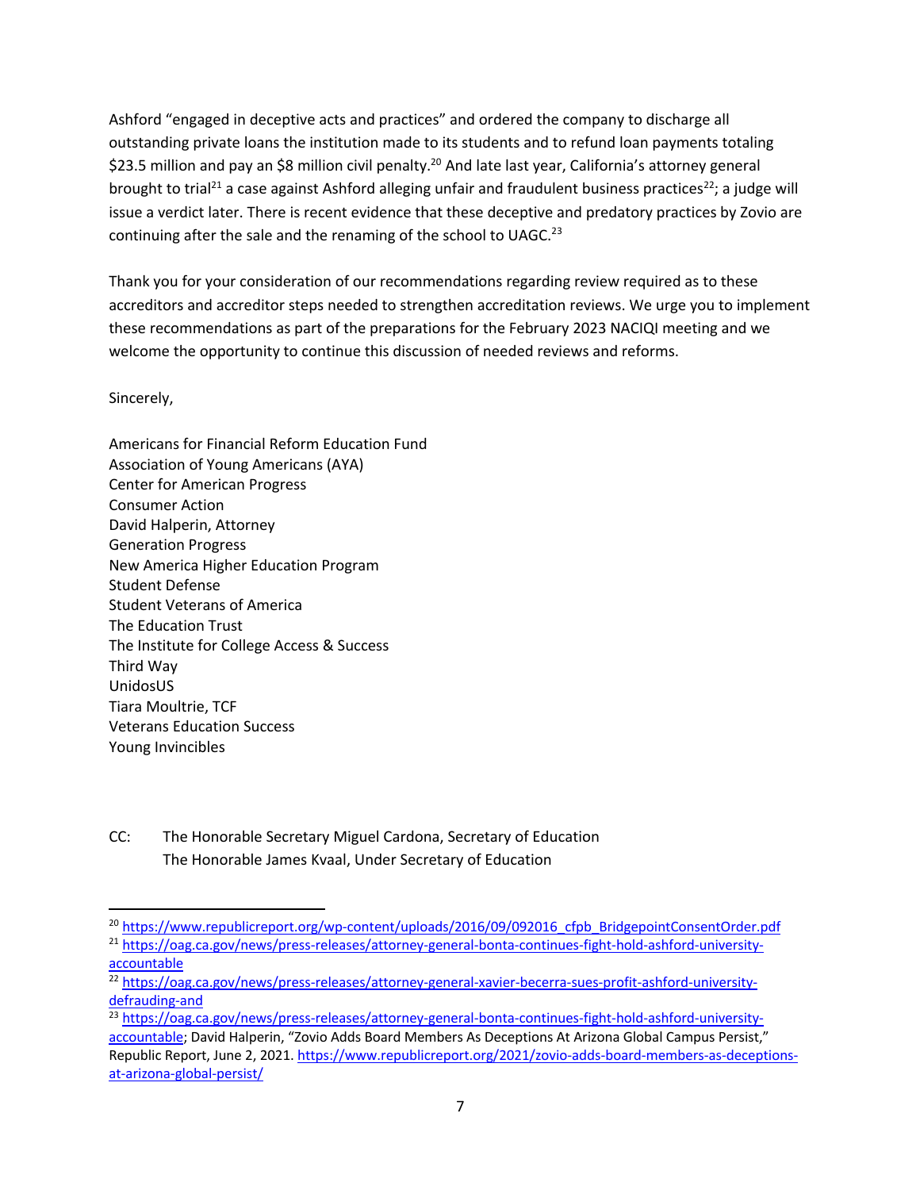Ashford "engaged in deceptive acts and practices" and ordered the company to discharge all outstanding private loans the institution made to its students and to refund loan payments totaling $23.5 million and pay an $8 million civil penalty.[20] And late last year, California's attorney general brought to trial[21] a case against Ashford alleging unfair and fraudulent business practices[22]; a judge will issue a verdict later. There is recent evidence that these deceptive and predatory practices by Zovio are continuing after the sale and the renaming of the school to UAGC.[23]

Thank you for your consideration of our recommendations regarding review required as to these accreditors and accreditor steps needed to strengthen accreditation reviews. We urge you to implement these recommendations as part of the preparations for the February 2023 NACIQI meeting and we welcome the opportunity to continue this discussion of needed reviews and reforms.

Sincerely,

Americans for Financial Reform Education Fund
Association of Young Americans (AYA)
Center for American Progress
Consumer Action
David Halperin, Attorney
Generation Progress
New America Higher Education Program
Student Defense
Student Veterans of America
The Education Trust
The Institute for College Access & Success
Third Way
UnidosUS
Tiara Moultrie, TCF
Veterans Education Success
Young Invincibles

CC: The Honorable Secretary Miguel Cardona, Secretary of Education
The Honorable James Kvaal, Under Secretary of Education

---

[20] https://www.republicreport.org/wp-content/uploads/2016/09/092016_cfpb_BridgepointConsentOrder.pdf

[21] https://oag.ca.gov/news/press-releases/attorney-general-bonta-continues-fight-hold-ashford-university-accountable

[22] https://oag.ca.gov/news/press-releases/attorney-general-xavier-becerra-sues-profit-ashford-university-defrauding-and

[23] https://oag.ca.gov/news/press-releases/attorney-general-bonta-continues-fight-hold-ashford-university-accountable; David Halperin, "Zovio Adds Board Members As Deceptions At Arizona Global Campus Persist," Republic Report, June 2, 2021. https://www.republicreport.org/2021/zovio-adds-board-members-as-deceptions-at-arizona-global-persist/